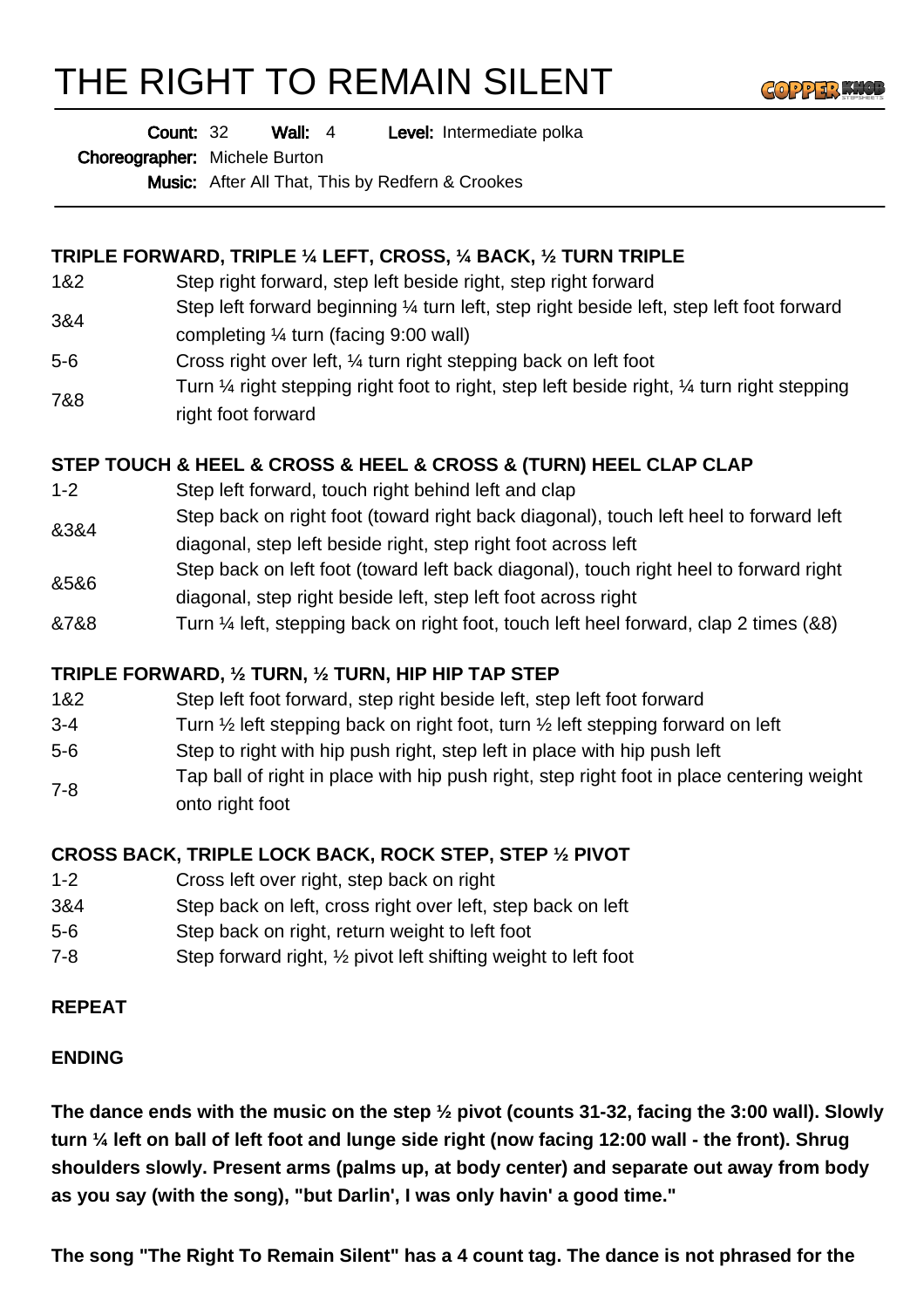# THE RIGHT TO REMAIN SILENT

**Count:** 32 **Wall:** 4 **Level:** Intermediate polka
**Choreographer:** Michele Burton
**Music:** After All That, This by Redfern & Crookes

---

**TRIPLE FORWARD, TRIPLE ¼ LEFT, CROSS, ¼ BACK, ½ TURN TRIPLE**

| | |
|---|---|
| 1&2 | Step right forward, step left beside right, step right forward |
| 3&4 | Step left forward beginning ¼ turn left, step right beside left, step left foot forward completing ¼ turn (facing 9:00 wall) |
| 5-6 | Cross right over left, ¼ turn right stepping back on left foot |
| 7&8 | Turn ¼ right stepping right foot to right, step left beside right, ¼ turn right stepping right foot forward |

**STEP TOUCH & HEEL & CROSS & HEEL & CROSS & (TURN) HEEL CLAP CLAP**

| | |
|---|---|
| 1-2 | Step left forward, touch right behind left and clap |
| &3&4 | Step back on right foot (toward right back diagonal), touch left heel to forward left diagonal, step left beside right, step right foot across left |
| &5&6 | Step back on left foot (toward left back diagonal), touch right heel to forward right diagonal, step right beside left, step left foot across right |
| &7&8 | Turn ¼ left, stepping back on right foot, touch left heel forward, clap 2 times (&8) |

**TRIPLE FORWARD, ½ TURN, ½ TURN, HIP HIP TAP STEP**

| | |
|---|---|
| 1&2 | Step left foot forward, step right beside left, step left foot forward |
| 3-4 | Turn ½ left stepping back on right foot, turn ½ left stepping forward on left |
| 5-6 | Step to right with hip push right, step left in place with hip push left |
| 7-8 | Tap ball of right in place with hip push right, step right foot in place centering weight onto right foot |

**CROSS BACK, TRIPLE LOCK BACK, ROCK STEP, STEP ½ PIVOT**

| | |
|---|---|
| 1-2 | Cross left over right, step back on right |
| 3&4 | Step back on left, cross right over left, step back on left |
| 5-6 | Step back on right, return weight to left foot |
| 7-8 | Step forward right, ½ pivot left shifting weight to left foot |

**REPEAT**

**ENDING**

**The dance ends with the music on the step ½ pivot (counts 31-32, facing the 3:00 wall). Slowly turn ¼ left on ball of left foot and lunge side right (now facing 12:00 wall - the front). Shrug shoulders slowly. Present arms (palms up, at body center) and separate out away from body as you say (with the song), "but Darlin', I was only havin' a good time."**

**The song "The Right To Remain Silent" has a 4 count tag. The dance is not phrased for the**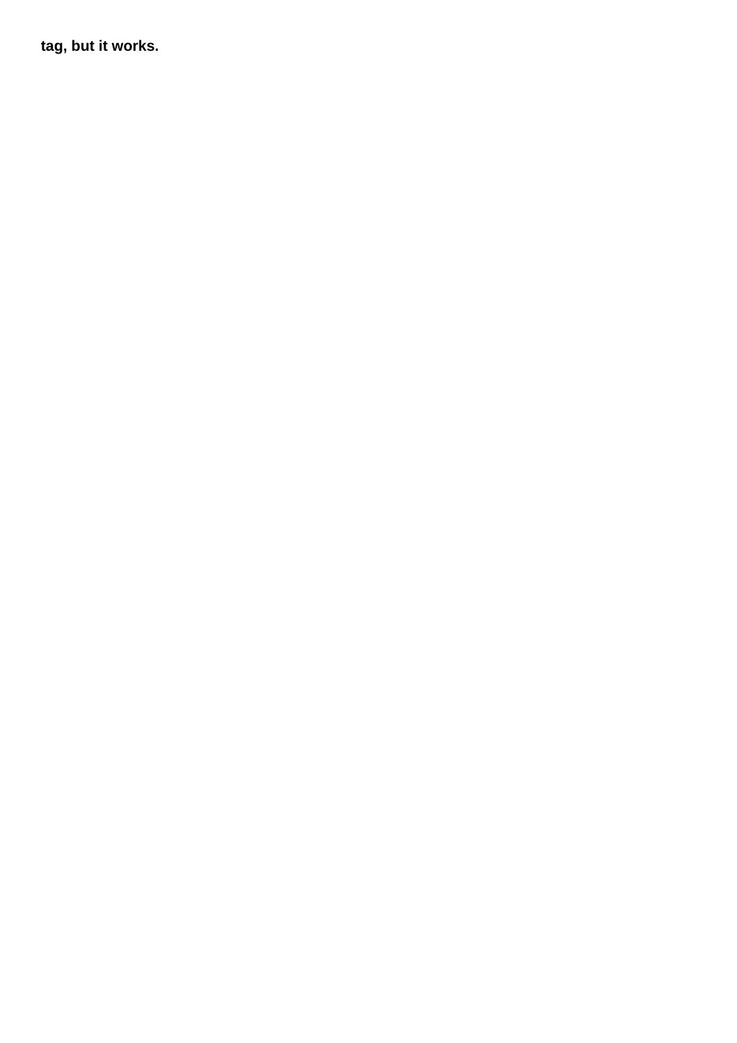**tag, but it works.**